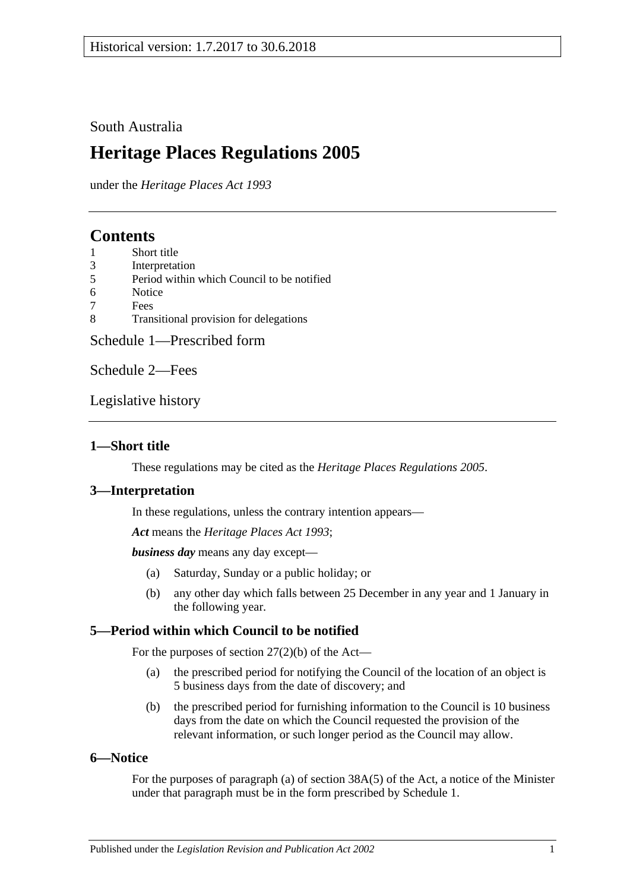South Australia

# Heritage Places Regulations 2005

under the *Heritage Places Act 1993*

## Contents

1 Short title
3 Interpretation
5 Period within which Council to be notified
6 Notice
7 Fees
8 Transitional provision for delegations

Schedule 1—Prescribed form

Schedule 2—Fees

Legislative history

### 1—Short title

These regulations may be cited as the *Heritage Places Regulations 2005*.

### 3—Interpretation

In these regulations, unless the contrary intention appears—

***Act*** means the *Heritage Places Act 1993*;

***business day*** means any day except—

(a) Saturday, Sunday or a public holiday; or

(b) any other day which falls between 25 December in any year and 1 January in the following year.

### 5—Period within which Council to be notified

For the purposes of section 27(2)(b) of the Act—

(a) the prescribed period for notifying the Council of the location of an object is 5 business days from the date of discovery; and

(b) the prescribed period for furnishing information to the Council is 10 business days from the date on which the Council requested the provision of the relevant information, or such longer period as the Council may allow.

### 6—Notice

For the purposes of paragraph (a) of section 38A(5) of the Act, a notice of the Minister under that paragraph must be in the form prescribed by Schedule 1.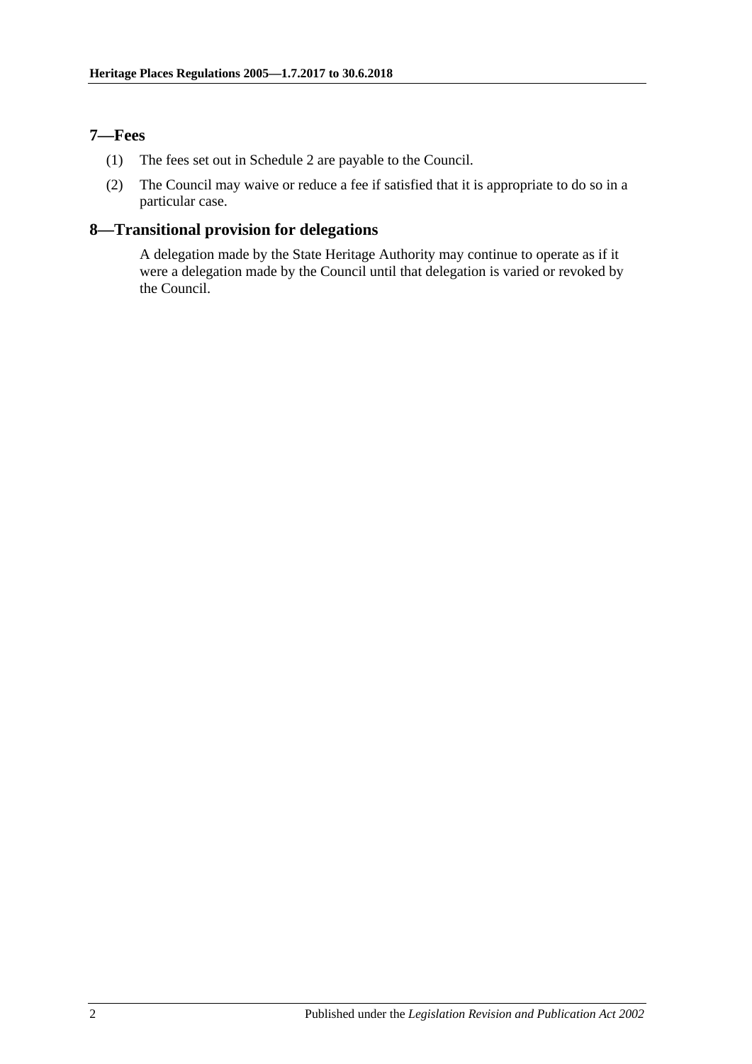## 7—Fees

(1) The fees set out in Schedule 2 are payable to the Council.

(2) The Council may waive or reduce a fee if satisfied that it is appropriate to do so in a particular case.

## 8—Transitional provision for delegations

A delegation made by the State Heritage Authority may continue to operate as if it were a delegation made by the Council until that delegation is varied or revoked by the Council.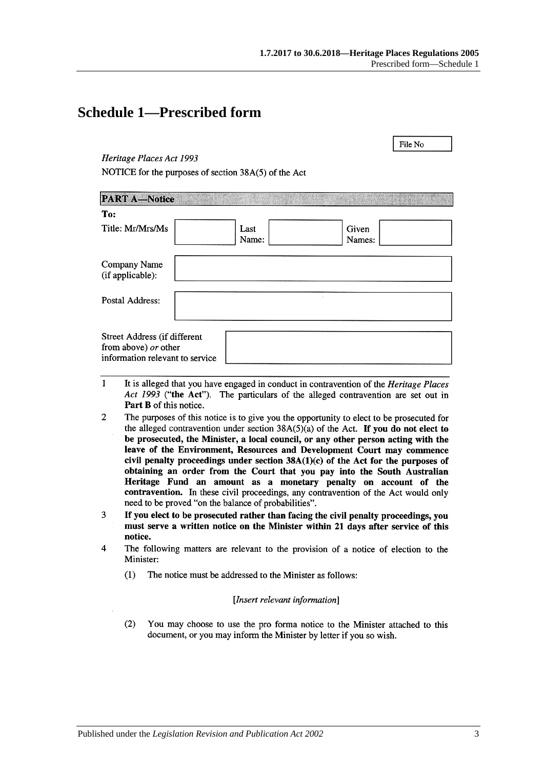# Schedule 1—Prescribed form

| File No |
|---|

*Heritage Places Act 1993*

NOTICE for the purposes of section 38A(5) of the Act

**PART A—Notice**

**To:**

| Title: Mr/Mrs/Ms | | Last Name: | | Given Names: | |
|---|---|---|---|---|---|

| Company Name (if applicable): | |
|---|---|
| Postal Address: | |
| Street Address (if different from above) *or* other information relevant to service | |

1 It is alleged that you have engaged in conduct in contravention of the *Heritage Places Act 1993* ("**the Act**"). The particulars of the alleged contravention are set out in **Part B** of this notice.

2 The purposes of this notice is to give you the opportunity to elect to be prosecuted for the alleged contravention under section 38A(5)(a) of the Act. **If you do not elect to be prosecuted, the Minister, a local council, or any other person acting with the leave of the Environment, Resources and Development Court may commence civil penalty proceedings under section 38A(1)(c) of the Act for the purposes of obtaining an order from the Court that you pay into the South Australian Heritage Fund an amount as a monetary penalty on account of the contravention.** In these civil proceedings, any contravention of the Act would only need to be proved "on the balance of probabilities".

3 **If you elect to be prosecuted rather than facing the civil penalty proceedings, you must serve a written notice on the Minister within 21 days after service of this notice.**

4 The following matters are relevant to the provision of a notice of election to the Minister:

(1) The notice must be addressed to the Minister as follows:

[*Insert relevant information*]

(2) You may choose to use the pro forma notice to the Minister attached to this document, or you may inform the Minister by letter if you so wish.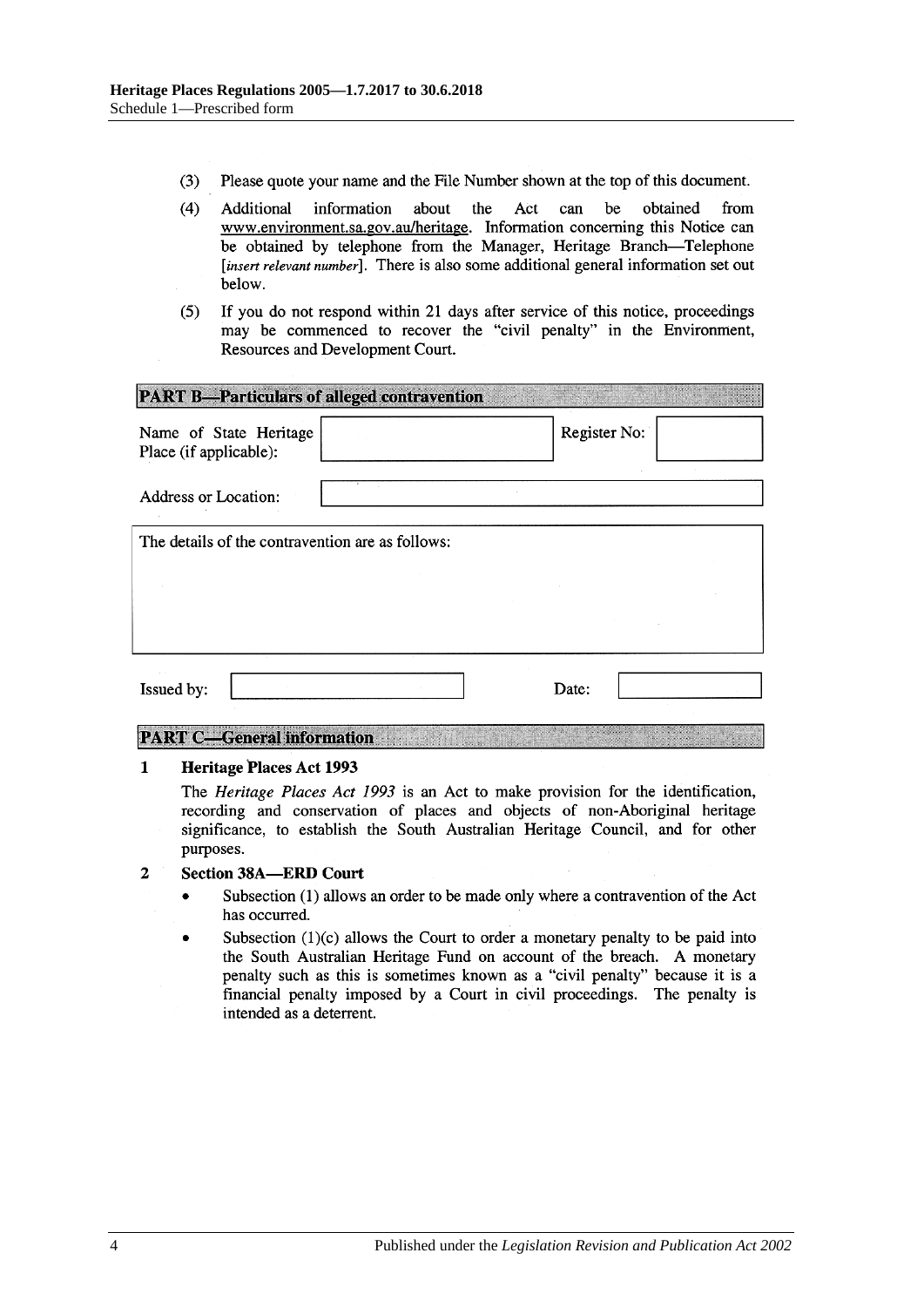(3) Please quote your name and the File Number shown at the top of this document.

(4) Additional information about the Act can be obtained from www.environment.sa.gov.au/heritage. Information concerning this Notice can be obtained by telephone from the Manager, Heritage Branch—Telephone [*insert relevant number*]. There is also some additional general information set out below.

(5) If you do not respond within 21 days after service of this notice, proceedings may be commenced to recover the "civil penalty" in the Environment, Resources and Development Court.

## PART B—Particulars of alleged contravention

| Name of State Heritage Place (if applicable): | | Register No: | |
|---|---|---|---|

| Address or Location: | |
|---|---|

| The details of the contravention are as follows: |
|---|
| |

| Issued by: | | Date: | |
|---|---|---|---|

## PART C—General information

**1 Heritage Places Act 1993**

The *Heritage Places Act 1993* is an Act to make provision for the identification, recording and conservation of places and objects of non-Aboriginal heritage significance, to establish the South Australian Heritage Council, and for other purposes.

**2 Section 38A—ERD Court**

- Subsection (1) allows an order to be made only where a contravention of the Act has occurred.
- Subsection (1)(c) allows the Court to order a monetary penalty to be paid into the South Australian Heritage Fund on account of the breach. A monetary penalty such as this is sometimes known as a "civil penalty" because it is a financial penalty imposed by a Court in civil proceedings. The penalty is intended as a deterrent.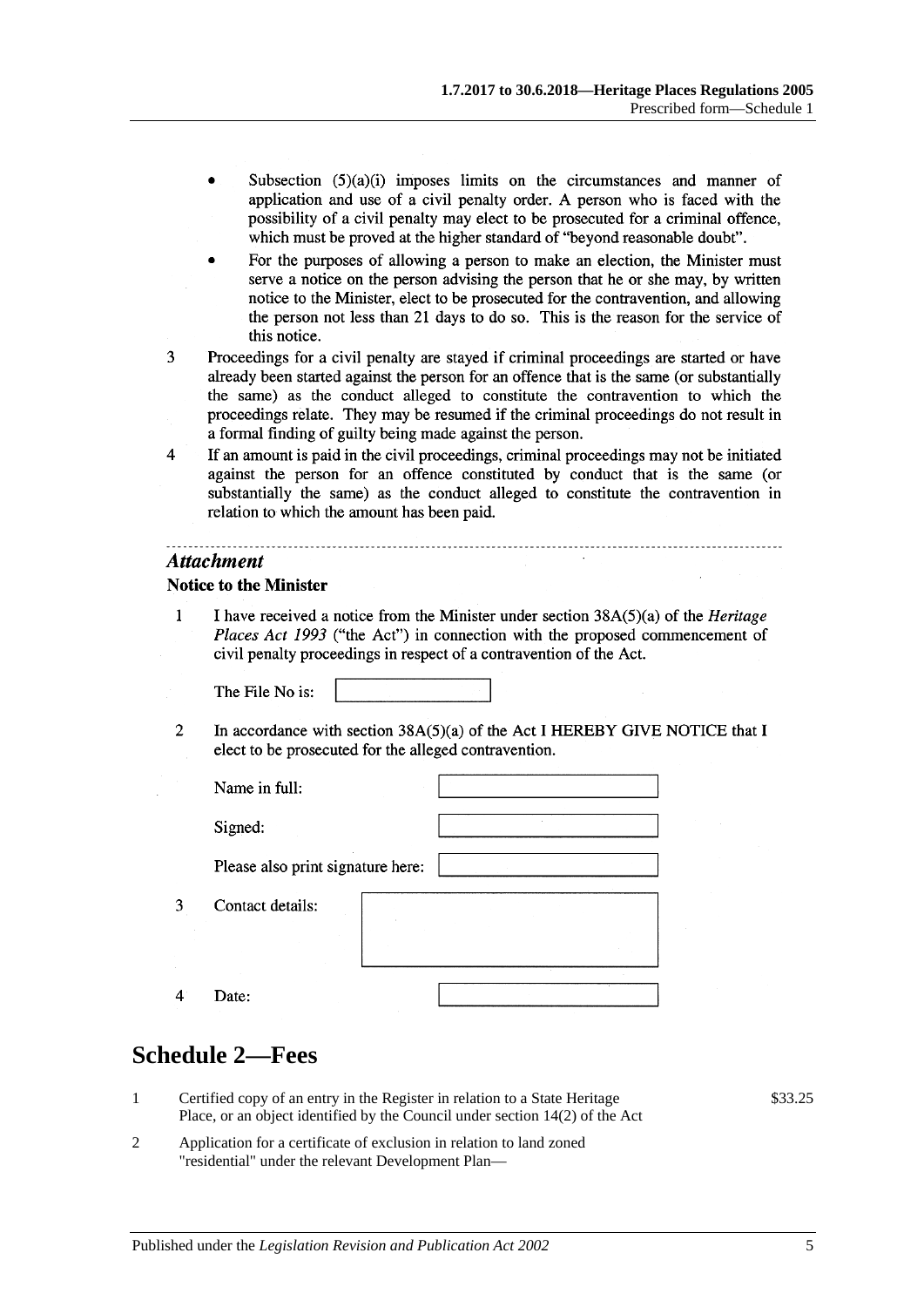- Subsection (5)(a)(i) imposes limits on the circumstances and manner of application and use of a civil penalty order. A person who is faced with the possibility of a civil penalty may elect to be prosecuted for a criminal offence, which must be proved at the higher standard of "beyond reasonable doubt".
- For the purposes of allowing a person to make an election, the Minister must serve a notice on the person advising the person that he or she may, by written notice to the Minister, elect to be prosecuted for the contravention, and allowing the person not less than 21 days to do so. This is the reason for the service of this notice.

3 Proceedings for a civil penalty are stayed if criminal proceedings are started or have already been started against the person for an offence that is the same (or substantially the same) as the conduct alleged to constitute the contravention to which the proceedings relate. They may be resumed if the criminal proceedings do not result in a formal finding of guilty being made against the person.

4 If an amount is paid in the civil proceedings, criminal proceedings may not be initiated against the person for an offence constituted by conduct that is the same (or substantially the same) as the conduct alleged to constitute the contravention in relation to which the amount has been paid.

---

***Attachment***

**Notice to the Minister**

1 I have received a notice from the Minister under section 38A(5)(a) of the *Heritage Places Act 1993* ("the Act") in connection with the proposed commencement of civil penalty proceedings in respect of a contravention of the Act.

The File No is: [ ]

2 In accordance with section 38A(5)(a) of the Act I HEREBY GIVE NOTICE that I elect to be prosecuted for the alleged contravention.

Name in full: [ ]

Signed: [ ]

Please also print signature here: [ ]

3 Contact details: [ ]

4 Date: [ ]

## Schedule 2—Fees

| | | |
|---|---|---|
| 1 | Certified copy of an entry in the Register in relation to a State Heritage Place, or an object identified by the Council under section 14(2) of the Act | $33.25 |
| 2 | Application for a certificate of exclusion in relation to land zoned "residential" under the relevant Development Plan— | |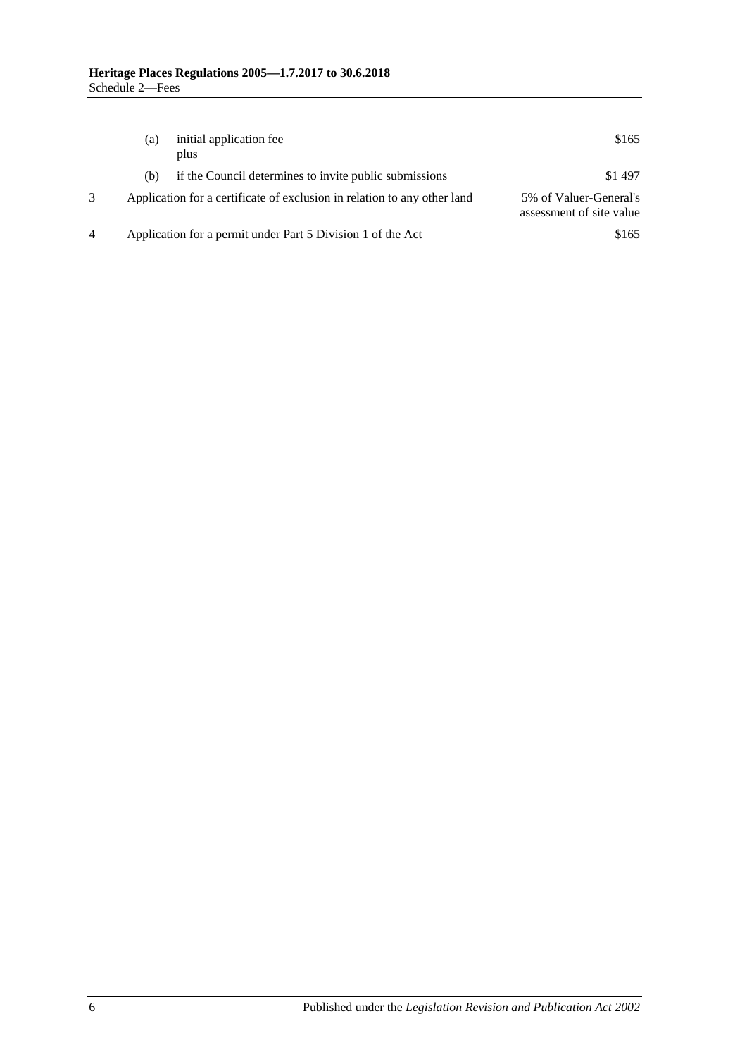| | | | |
|---|---|---|---|
| | (a) | initial application fee<br>plus | \$165 |
| | (b) | if the Council determines to invite public submissions | \$1 497 |
| 3 | Application for a certificate of exclusion in relation to any other land | | 5% of Valuer-General's assessment of site value |
| 4 | Application for a permit under Part 5 Division 1 of the Act | | \$165 |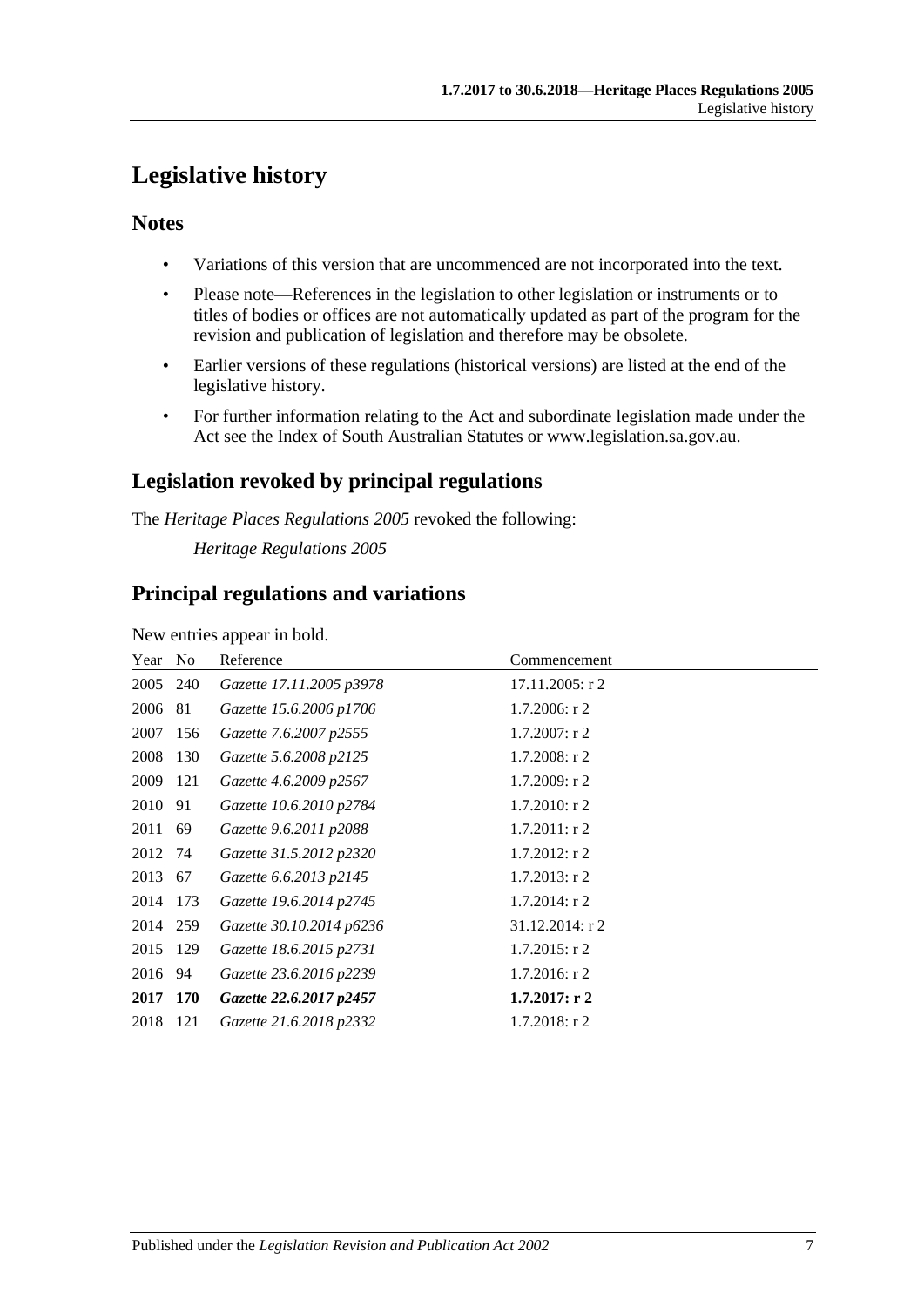# Legislative history

## Notes

- Variations of this version that are uncommenced are not incorporated into the text.
- Please note—References in the legislation to other legislation or instruments or to titles of bodies or offices are not automatically updated as part of the program for the revision and publication of legislation and therefore may be obsolete.
- Earlier versions of these regulations (historical versions) are listed at the end of the legislative history.
- For further information relating to the Act and subordinate legislation made under the Act see the Index of South Australian Statutes or www.legislation.sa.gov.au.

## Legislation revoked by principal regulations

The *Heritage Places Regulations 2005* revoked the following:

*Heritage Regulations 2005*

## Principal regulations and variations

New entries appear in bold.

| Year | No | Reference | Commencement |
|---|---|---|---|
| 2005 | 240 | *Gazette 17.11.2005 p3978* | 17.11.2005: r 2 |
| 2006 | 81 | *Gazette 15.6.2006 p1706* | 1.7.2006: r 2 |
| 2007 | 156 | *Gazette 7.6.2007 p2555* | 1.7.2007: r 2 |
| 2008 | 130 | *Gazette 5.6.2008 p2125* | 1.7.2008: r 2 |
| 2009 | 121 | *Gazette 4.6.2009 p2567* | 1.7.2009: r 2 |
| 2010 | 91 | *Gazette 10.6.2010 p2784* | 1.7.2010: r 2 |
| 2011 | 69 | *Gazette 9.6.2011 p2088* | 1.7.2011: r 2 |
| 2012 | 74 | *Gazette 31.5.2012 p2320* | 1.7.2012: r 2 |
| 2013 | 67 | *Gazette 6.6.2013 p2145* | 1.7.2013: r 2 |
| 2014 | 173 | *Gazette 19.6.2014 p2745* | 1.7.2014: r 2 |
| 2014 | 259 | *Gazette 30.10.2014 p6236* | 31.12.2014: r 2 |
| 2015 | 129 | *Gazette 18.6.2015 p2731* | 1.7.2015: r 2 |
| 2016 | 94 | *Gazette 23.6.2016 p2239* | 1.7.2016: r 2 |
| **2017** | **170** | ***Gazette 22.6.2017 p2457*** | **1.7.2017: r 2** |
| 2018 | 121 | *Gazette 21.6.2018 p2332* | 1.7.2018: r 2 |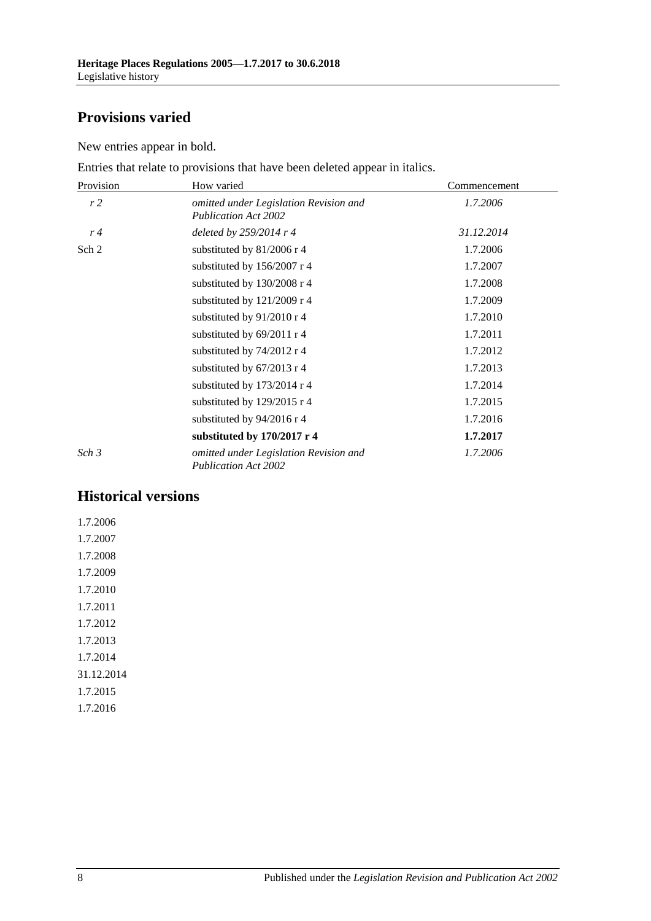## Provisions varied

New entries appear in bold.

Entries that relate to provisions that have been deleted appear in italics.

| Provision | How varied | Commencement |
|---|---|---|
| *r 2* | *omitted under Legislation Revision and Publication Act 2002* | *1.7.2006* |
| *r 4* | *deleted by 259/2014 r 4* | *31.12.2014* |
| Sch 2 | substituted by 81/2006 r 4 | 1.7.2006 |
| | substituted by 156/2007 r 4 | 1.7.2007 |
| | substituted by 130/2008 r 4 | 1.7.2008 |
| | substituted by 121/2009 r 4 | 1.7.2009 |
| | substituted by 91/2010 r 4 | 1.7.2010 |
| | substituted by 69/2011 r 4 | 1.7.2011 |
| | substituted by 74/2012 r 4 | 1.7.2012 |
| | substituted by 67/2013 r 4 | 1.7.2013 |
| | substituted by 173/2014 r 4 | 1.7.2014 |
| | substituted by 129/2015 r 4 | 1.7.2015 |
| | substituted by 94/2016 r 4 | 1.7.2016 |
| | **substituted by 170/2017 r 4** | **1.7.2017** |
| *Sch 3* | *omitted under Legislation Revision and Publication Act 2002* | *1.7.2006* |

## Historical versions

1.7.2006

1.7.2007

1.7.2008

1.7.2009

1.7.2010

1.7.2011

1.7.2012

1.7.2013

1.7.2014

31.12.2014

1.7.2015

1.7.2016